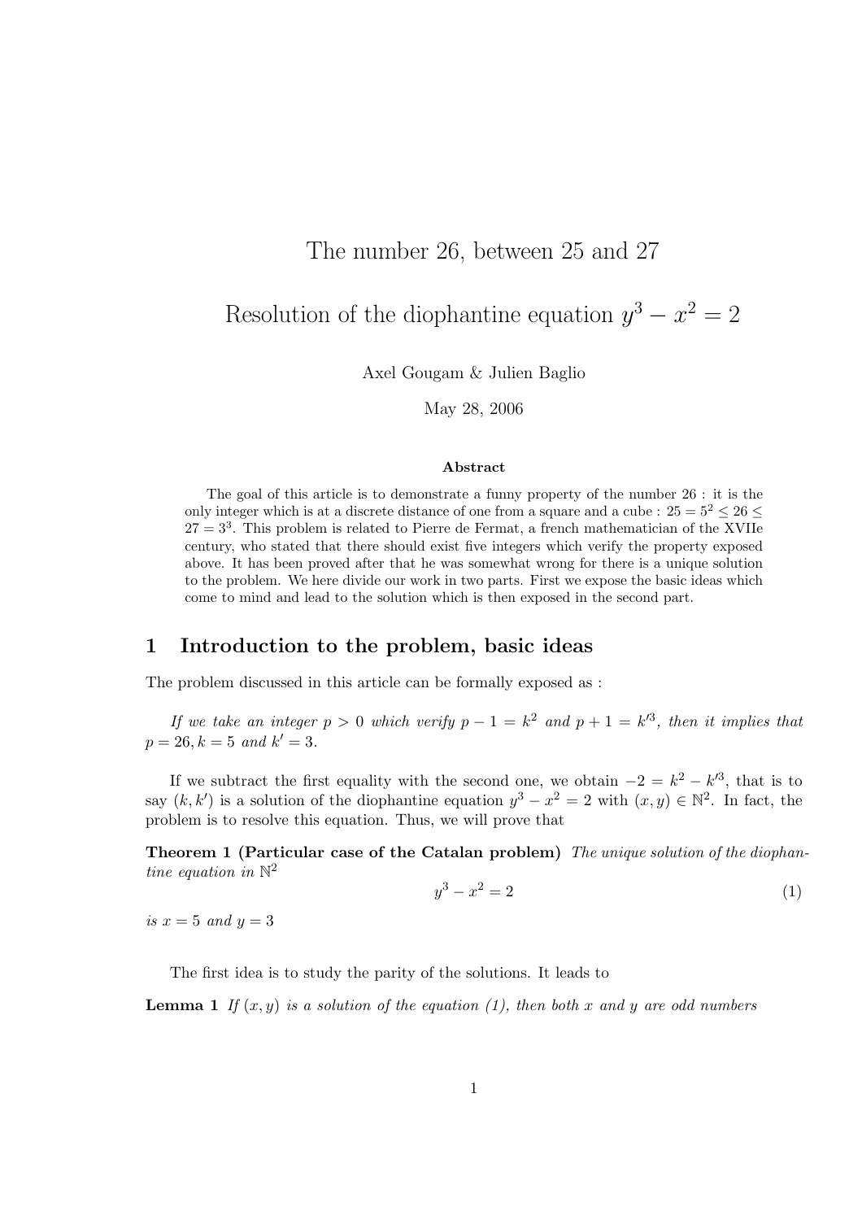# The number 26, between 25 and 27

## Resolution of the diophantine equation $y^3 - x^2 = 2$

Axel Gougam & Julien Baglio

May 28, 2006

### Abstract

The goal of this article is to demonstrate a funny property of the number 26 : it is the only integer which is at a discrete distance of one from a square and a cube : $25 = 5^2 \leq 26 \leq 27 = 3^3$. This problem is related to Pierre de Fermat, a french mathematician of the XVIIe century, who stated that there should exist five integers which verify the property exposed above. It has been proved after that he was somewhat wrong for there is a unique solution to the problem. We here divide our work in two parts. First we expose the basic ideas which come to mind and lead to the solution which is then exposed in the second part.

## 1 Introduction to the problem, basic ideas

The problem discussed in this article can be formally exposed as :

*If we take an integer $p > 0$ which verify $p - 1 = k^2$ and $p + 1 = k'^3$, then it implies that $p = 26, k = 5$ and $k' = 3$.*

If we subtract the first equality with the second one, we obtain $-2 = k^2 - k'^3$, that is to say $(k, k')$ is a solution of the diophantine equation $y^3 - x^2 = 2$ with $(x, y) \in \mathbb{N}^2$. In fact, the problem is to resolve this equation. Thus, we will prove that

**Theorem 1 (Particular case of the Catalan problem)** *The unique solution of the diophantine equation in $\mathbb{N}^2$*

$$y^3 - x^2 = 2 \tag{1}$$

*is $x = 5$ and $y = 3$*

The first idea is to study the parity of the solutions. It leads to

**Lemma 1** *If $(x, y)$ is a solution of the equation (1), then both $x$ and $y$ are odd numbers*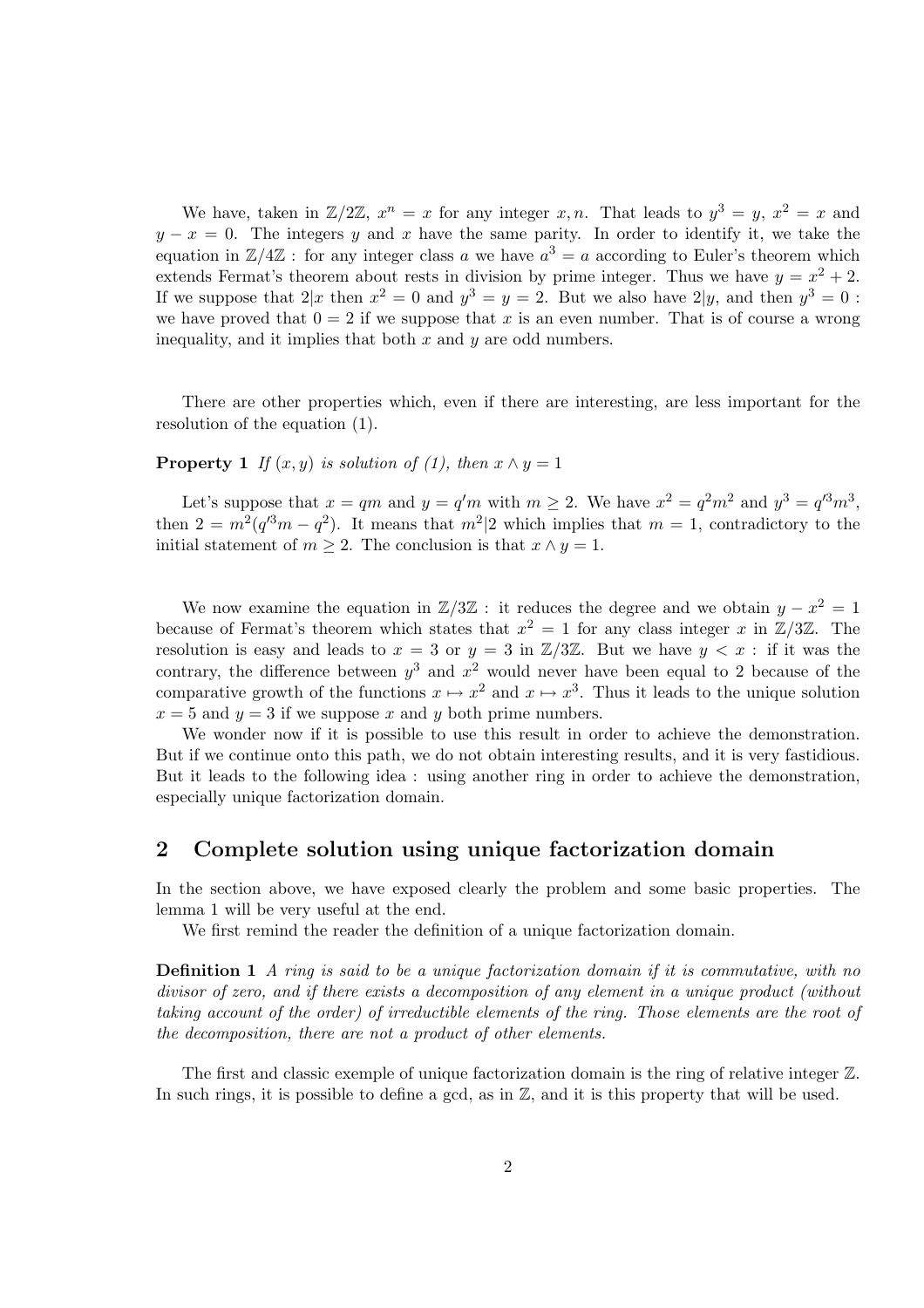We have, taken in $\mathbb{Z}/2\mathbb{Z}$, $x^n = x$ for any integer $x, n$. That leads to $y^3 = y$, $x^2 = x$ and $y - x = 0$. The integers $y$ and $x$ have the same parity. In order to identify it, we take the equation in $\mathbb{Z}/4\mathbb{Z}$ : for any integer class $a$ we have $a^3 = a$ according to Euler's theorem which extends Fermat's theorem about rests in division by prime integer. Thus we have $y = x^2 + 2$. If we suppose that $2|x$ then $x^2 = 0$ and $y^3 = y = 2$. But we also have $2|y$, and then $y^3 = 0$ : we have proved that $0 = 2$ if we suppose that $x$ is an even number. That is of course a wrong inequality, and it implies that both $x$ and $y$ are odd numbers.

There are other properties which, even if there are interesting, are less important for the resolution of the equation (1).

**Property 1** *If $(x, y)$ is solution of (1), then $x \wedge y = 1$*

Let's suppose that $x = qm$ and $y = q'm$ with $m \geq 2$. We have $x^2 = q^2m^2$ and $y^3 = q'^3m^3$, then $2 = m^2(q'^3m - q^2)$. It means that $m^2|2$ which implies that $m = 1$, contradictory to the initial statement of $m \geq 2$. The conclusion is that $x \wedge y = 1$.

We now examine the equation in $\mathbb{Z}/3\mathbb{Z}$ : it reduces the degree and we obtain $y - x^2 = 1$ because of Fermat's theorem which states that $x^2 = 1$ for any class integer $x$ in $\mathbb{Z}/3\mathbb{Z}$. The resolution is easy and leads to $x = 3$ or $y = 3$ in $\mathbb{Z}/3\mathbb{Z}$. But we have $y < x$ : if it was the contrary, the difference between $y^3$ and $x^2$ would never have been equal to 2 because of the comparative growth of the functions $x \mapsto x^2$ and $x \mapsto x^3$. Thus it leads to the unique solution $x = 5$ and $y = 3$ if we suppose $x$ and $y$ both prime numbers.

We wonder now if it is possible to use this result in order to achieve the demonstration. But if we continue onto this path, we do not obtain interesting results, and it is very fastidious. But it leads to the following idea : using another ring in order to achieve the demonstration, especially unique factorization domain.

## 2 Complete solution using unique factorization domain

In the section above, we have exposed clearly the problem and some basic properties. The lemma 1 will be very useful at the end.

We first remind the reader the definition of a unique factorization domain.

**Definition 1** *A ring is said to be a unique factorization domain if it is commutative, with no divisor of zero, and if there exists a decomposition of any element in a unique product (without taking account of the order) of irreductible elements of the ring. Those elements are the root of the decomposition, there are not a product of other elements.*

The first and classic exemple of unique factorization domain is the ring of relative integer $\mathbb{Z}$. In such rings, it is possible to define a gcd, as in $\mathbb{Z}$, and it is this property that will be used.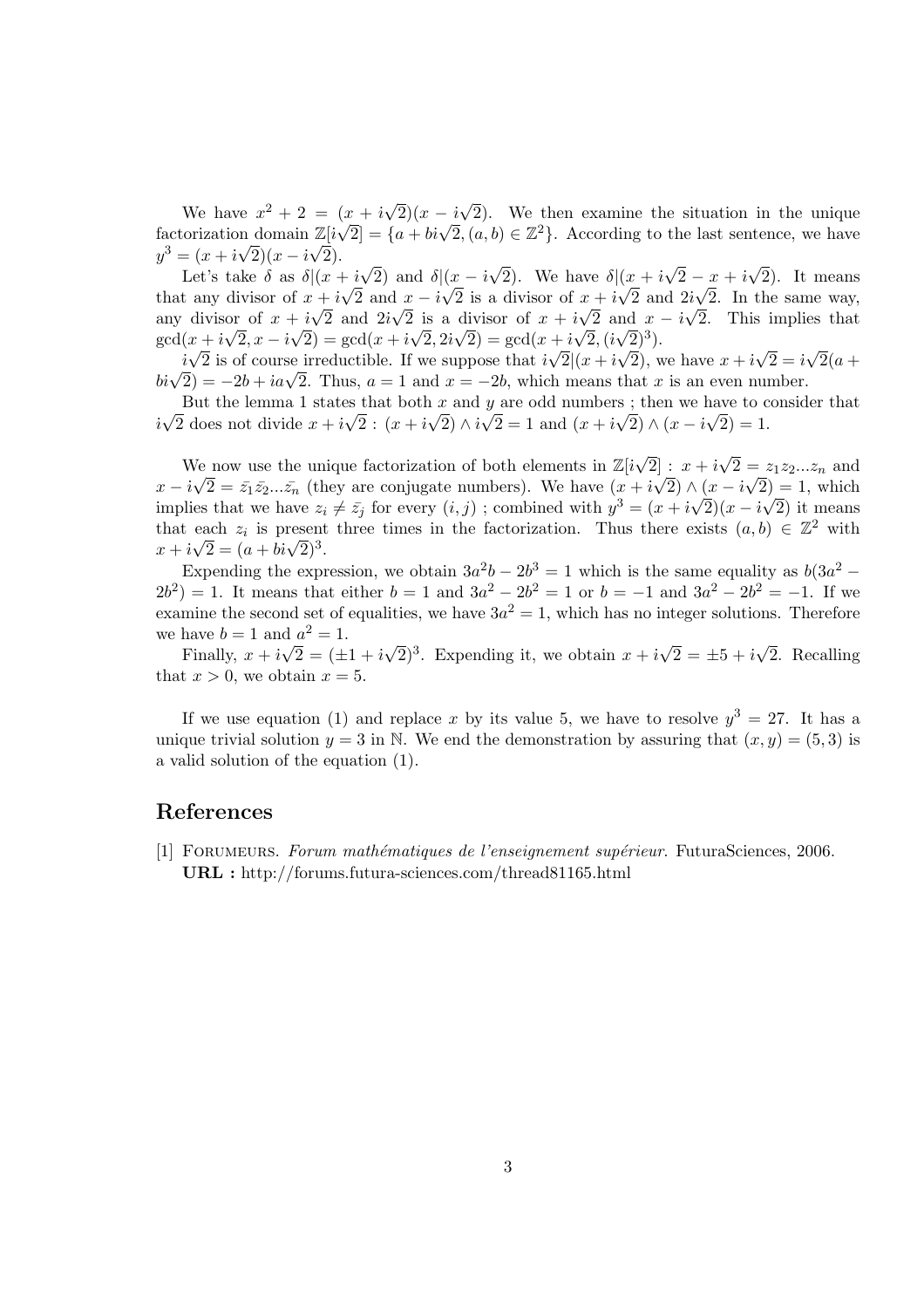We have $x^2 + 2 = (x + i\sqrt{2})(x - i\sqrt{2})$. We then examine the situation in the unique factorization domain $\mathbb{Z}[i\sqrt{2}] = \{a + bi\sqrt{2}, (a, b) \in \mathbb{Z}^2\}$. According to the last sentence, we have $y^3 = (x + i\sqrt{2})(x - i\sqrt{2})$.

Let's take $\delta$ as $\delta|(x + i\sqrt{2})$ and $\delta|(x - i\sqrt{2})$. We have $\delta|(x + i\sqrt{2} - x + i\sqrt{2})$. It means that any divisor of $x + i\sqrt{2}$ and $x - i\sqrt{2}$ is a divisor of $x + i\sqrt{2}$ and $2i\sqrt{2}$. In the same way, any divisor of $x + i\sqrt{2}$ and $2i\sqrt{2}$ is a divisor of $x + i\sqrt{2}$ and $x - i\sqrt{2}$. This implies that $\gcd(x + i\sqrt{2}, x - i\sqrt{2}) = \gcd(x + i\sqrt{2}, 2i\sqrt{2}) = \gcd(x + i\sqrt{2}, (i\sqrt{2})^3)$.

$i\sqrt{2}$ is of course irreductible. If we suppose that $i\sqrt{2}|(x + i\sqrt{2})$, we have $x + i\sqrt{2} = i\sqrt{2}(a + bi\sqrt{2}) = -2b + ia\sqrt{2}$. Thus, $a = 1$ and $x = -2b$, which means that $x$ is an even number.

But the lemma 1 states that both $x$ and $y$ are odd numbers ; then we have to consider that $i\sqrt{2}$ does not divide $x + i\sqrt{2}$ : $(x + i\sqrt{2}) \wedge i\sqrt{2} = 1$ and $(x + i\sqrt{2}) \wedge (x - i\sqrt{2}) = 1$.

We now use the unique factorization of both elements in $\mathbb{Z}[i\sqrt{2}]$ : $x + i\sqrt{2} = z_1 z_2 ... z_n$ and $x - i\sqrt{2} = \bar{z_1}\bar{z_2}...\bar{z_n}$ (they are conjugate numbers). We have $(x + i\sqrt{2}) \wedge (x - i\sqrt{2}) = 1$, which implies that we have $z_i \neq \bar{z_j}$ for every $(i, j)$ ; combined with $y^3 = (x + i\sqrt{2})(x - i\sqrt{2})$ it means that each $z_i$ is present three times in the factorization. Thus there exists $(a, b) \in \mathbb{Z}^2$ with $x + i\sqrt{2} = (a + bi\sqrt{2})^3$.

Expending the expression, we obtain $3a^2b - 2b^3 = 1$ which is the same equality as $b(3a^2 - 2b^2) = 1$. It means that either $b = 1$ and $3a^2 - 2b^2 = 1$ or $b = -1$ and $3a^2 - 2b^2 = -1$. If we examine the second set of equalities, we have $3a^2 = 1$, which has no integer solutions. Therefore we have $b = 1$ and $a^2 = 1$.

Finally, $x + i\sqrt{2} = (\pm 1 + i\sqrt{2})^3$. Expending it, we obtain $x + i\sqrt{2} = \pm 5 + i\sqrt{2}$. Recalling that $x > 0$, we obtain $x = 5$.

If we use equation (1) and replace $x$ by its value 5, we have to resolve $y^3 = 27$. It has a unique trivial solution $y = 3$ in $\mathbb{N}$. We end the demonstration by assuring that $(x, y) = (5, 3)$ is a valid solution of the equation (1).

## References

[1] Forumeurs. *Forum mathématiques de l'enseignement supérieur.* FuturaSciences, 2006. **URL :** http://forums.futura-sciences.com/thread81165.html